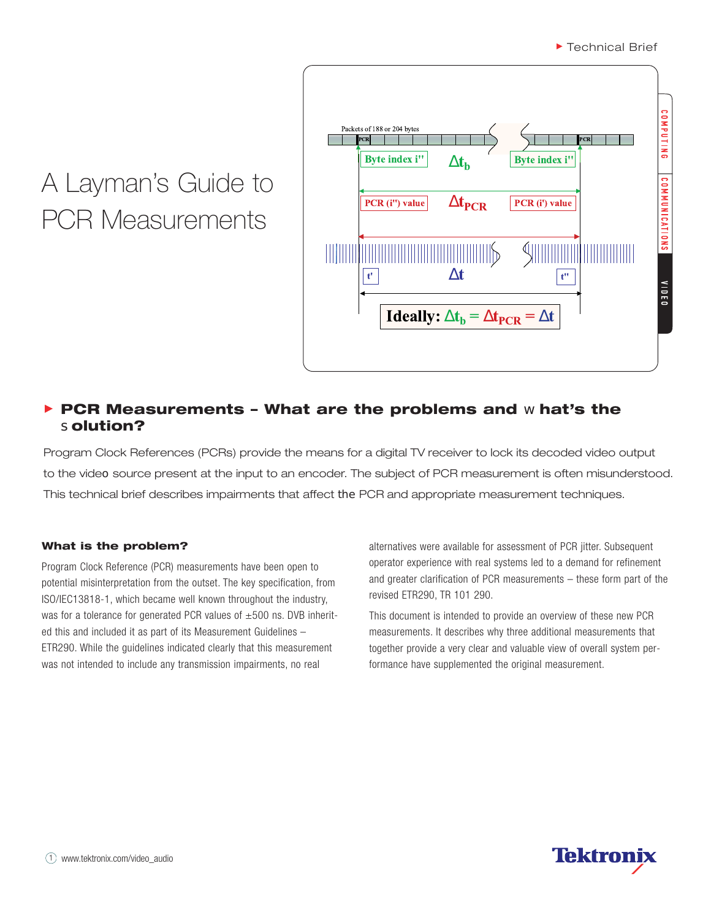Technical Brief

# A Layman's Guide to PCR Measurements

Packets of 188 or 204 bytes

PCR | PCR

Byte index i'' | $\Delta t_b$ | Byte index i''

PCR (i'') value | $\Delta t_{PCR}$ | PCR (i') value

t' | $\Delta t$ | t''

**Ideally:** $\Delta t_b = \Delta t_{PCR} = \Delta t$

## PCR Measurements – What are the problems and what's the solution?

Program Clock References (PCRs) provide the means for a digital TV receiver to lock its decoded video output to the video source present at the input to an encoder. The subject of PCR measurement is often misunderstood. This technical brief describes impairments that affect the PCR and appropriate measurement techniques.

### What is the problem?

Program Clock Reference (PCR) measurements have been open to potential misinterpretation from the outset. The key specification, from ISO/IEC13818-1, which became well known throughout the industry, was for a tolerance for generated PCR values of ±500 ns. DVB inherited this and included it as part of its Measurement Guidelines – ETR290. While the guidelines indicated clearly that this measurement was not intended to include any transmission impairments, no real alternatives were available for assessment of PCR jitter. Subsequent operator experience with real systems led to a demand for refinement and greater clarification of PCR measurements – these form part of the revised ETR290, TR 101 290.

This document is intended to provide an overview of these new PCR measurements. It describes why three additional measurements that together provide a very clear and valuable view of overall system performance have supplemented the original measurement.

www.tektronix.com/video_audio

Tektronix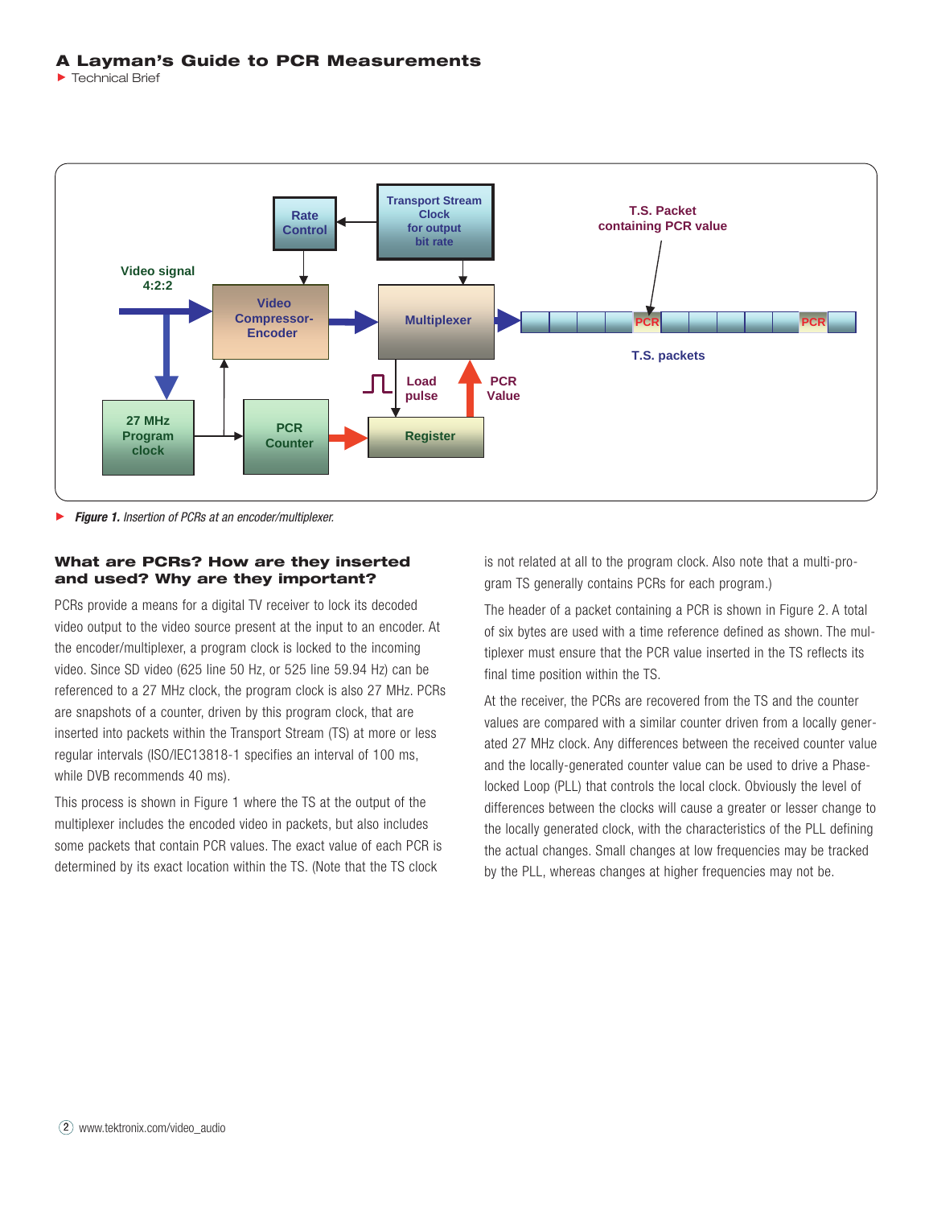*Figure 1. Insertion of PCRs at an encoder/multiplexer.*

### What are PCRs? How are they inserted and used? Why are they important?

PCRs provide a means for a digital TV receiver to lock its decoded video output to the video source present at the input to an encoder. At the encoder/multiplexer, a program clock is locked to the incoming video. Since SD video (625 line 50 Hz, or 525 line 59.94 Hz) can be referenced to a 27 MHz clock, the program clock is also 27 MHz. PCRs are snapshots of a counter, driven by this program clock, that are inserted into packets within the Transport Stream (TS) at more or less regular intervals (ISO/IEC13818-1 specifies an interval of 100 ms, while DVB recommends 40 ms).

This process is shown in Figure 1 where the TS at the output of the multiplexer includes the encoded video in packets, but also includes some packets that contain PCR values. The exact value of each PCR is determined by its exact location within the TS. (Note that the TS clock is not related at all to the program clock. Also note that a multi-program TS generally contains PCRs for each program.)

The header of a packet containing a PCR is shown in Figure 2. A total of six bytes are used with a time reference defined as shown. The multiplexer must ensure that the PCR value inserted in the TS reflects its final time position within the TS.

At the receiver, the PCRs are recovered from the TS and the counter values are compared with a similar counter driven from a locally generated 27 MHz clock. Any differences between the received counter value and the locally-generated counter value can be used to drive a Phase-locked Loop (PLL) that controls the local clock. Obviously the level of differences between the clocks will cause a greater or lesser change to the locally generated clock, with the characteristics of the PLL defining the actual changes. Small changes at low frequencies may be tracked by the PLL, whereas changes at higher frequencies may not be.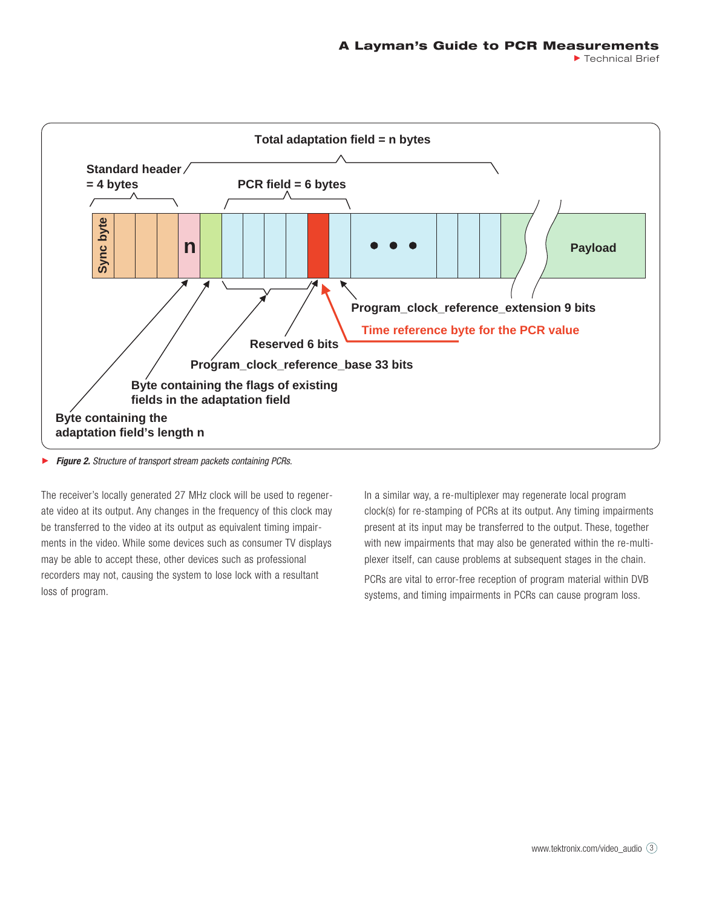Total adaptation field = n bytes

Standard header = 4 bytes

PCR field = 6 bytes

Sync byte

n

Payload

Program_clock_reference_extension 9 bits

Time reference byte for the PCR value

Reserved 6 bits

Program_clock_reference_base 33 bits

Byte containing the flags of existing fields in the adaptation field

Byte containing the adaptation field's length n

***Figure 2.*** *Structure of transport stream packets containing PCRs.*

The receiver's locally generated 27 MHz clock will be used to regenerate video at its output. Any changes in the frequency of this clock may be transferred to the video at its output as equivalent timing impairments in the video. While some devices such as consumer TV displays may be able to accept these, other devices such as professional recorders may not, causing the system to lose lock with a resultant loss of program.

In a similar way, a re-multiplexer may regenerate local program clock(s) for re-stamping of PCRs at its output. Any timing impairments present at its input may be transferred to the output. These, together with new impairments that may also be generated within the re-multiplexer itself, can cause problems at subsequent stages in the chain.

PCRs are vital to error-free reception of program material within DVB systems, and timing impairments in PCRs can cause program loss.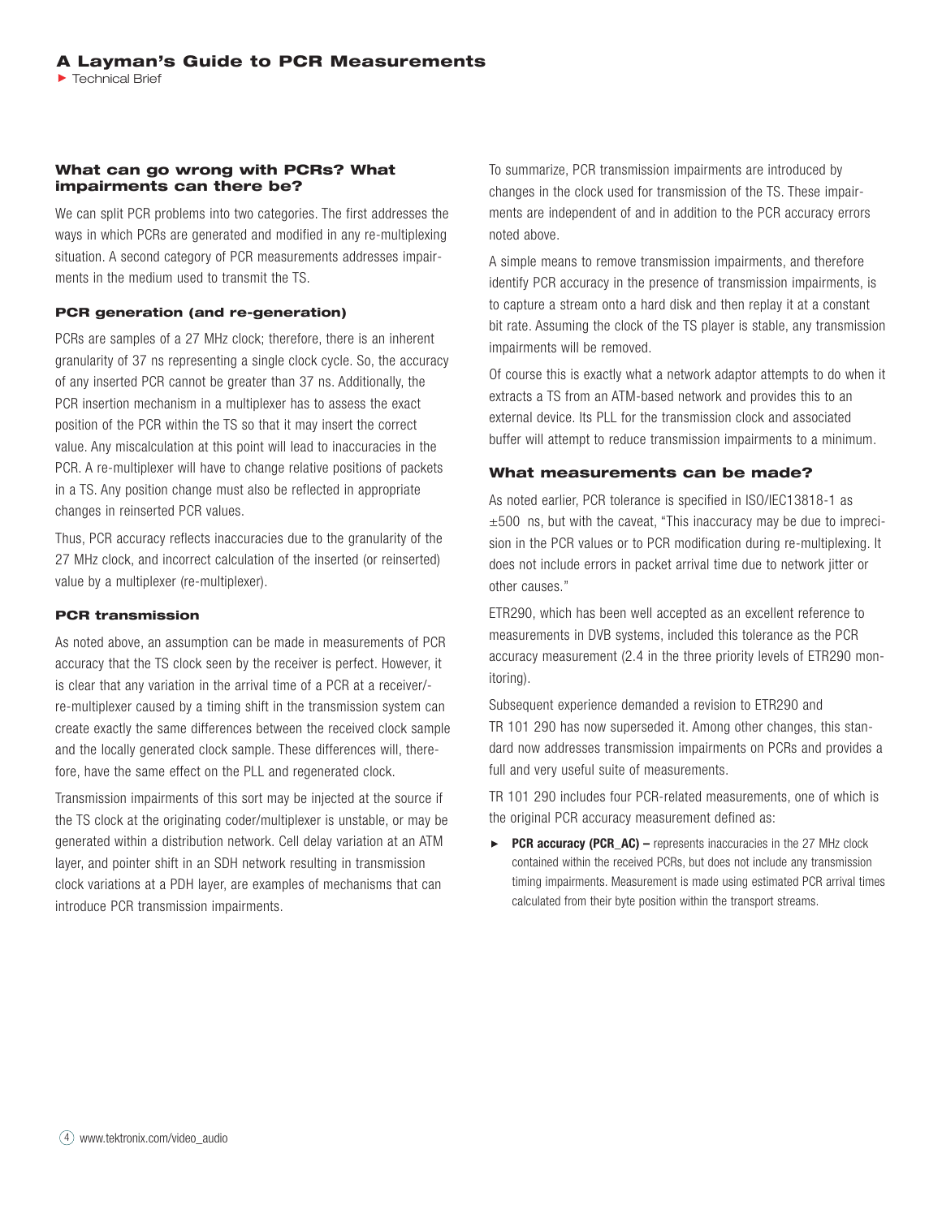## What can go wrong with PCRs? What impairments can there be?

We can split PCR problems into two categories. The first addresses the ways in which PCRs are generated and modified in any re-multiplexing situation. A second category of PCR measurements addresses impairments in the medium used to transmit the TS.

### PCR generation (and re-generation)

PCRs are samples of a 27 MHz clock; therefore, there is an inherent granularity of 37 ns representing a single clock cycle. So, the accuracy of any inserted PCR cannot be greater than 37 ns. Additionally, the PCR insertion mechanism in a multiplexer has to assess the exact position of the PCR within the TS so that it may insert the correct value. Any miscalculation at this point will lead to inaccuracies in the PCR. A re-multiplexer will have to change relative positions of packets in a TS. Any position change must also be reflected in appropriate changes in reinserted PCR values.

Thus, PCR accuracy reflects inaccuracies due to the granularity of the 27 MHz clock, and incorrect calculation of the inserted (or reinserted) value by a multiplexer (re-multiplexer).

### PCR transmission

As noted above, an assumption can be made in measurements of PCR accuracy that the TS clock seen by the receiver is perfect. However, it is clear that any variation in the arrival time of a PCR at a receiver/re-multiplexer caused by a timing shift in the transmission system can create exactly the same differences between the received clock sample and the locally generated clock sample. These differences will, therefore, have the same effect on the PLL and regenerated clock.

Transmission impairments of this sort may be injected at the source if the TS clock at the originating coder/multiplexer is unstable, or may be generated within a distribution network. Cell delay variation at an ATM layer, and pointer shift in an SDH network resulting in transmission clock variations at a PDH layer, are examples of mechanisms that can introduce PCR transmission impairments.

To summarize, PCR transmission impairments are introduced by changes in the clock used for transmission of the TS. These impairments are independent of and in addition to the PCR accuracy errors noted above.

A simple means to remove transmission impairments, and therefore identify PCR accuracy in the presence of transmission impairments, is to capture a stream onto a hard disk and then replay it at a constant bit rate. Assuming the clock of the TS player is stable, any transmission impairments will be removed.

Of course this is exactly what a network adaptor attempts to do when it extracts a TS from an ATM-based network and provides this to an external device. Its PLL for the transmission clock and associated buffer will attempt to reduce transmission impairments to a minimum.

## What measurements can be made?

As noted earlier, PCR tolerance is specified in ISO/IEC13818-1 as ±500 ns, but with the caveat, "This inaccuracy may be due to imprecision in the PCR values or to PCR modification during re-multiplexing. It does not include errors in packet arrival time due to network jitter or other causes."

ETR290, which has been well accepted as an excellent reference to measurements in DVB systems, included this tolerance as the PCR accuracy measurement (2.4 in the three priority levels of ETR290 monitoring).

Subsequent experience demanded a revision to ETR290 and TR 101 290 has now superseded it. Among other changes, this standard now addresses transmission impairments on PCRs and provides a full and very useful suite of measurements.

TR 101 290 includes four PCR-related measurements, one of which is the original PCR accuracy measurement defined as:

- **PCR accuracy (PCR_AC) –** represents inaccuracies in the 27 MHz clock contained within the received PCRs, but does not include any transmission timing impairments. Measurement is made using estimated PCR arrival times calculated from their byte position within the transport streams.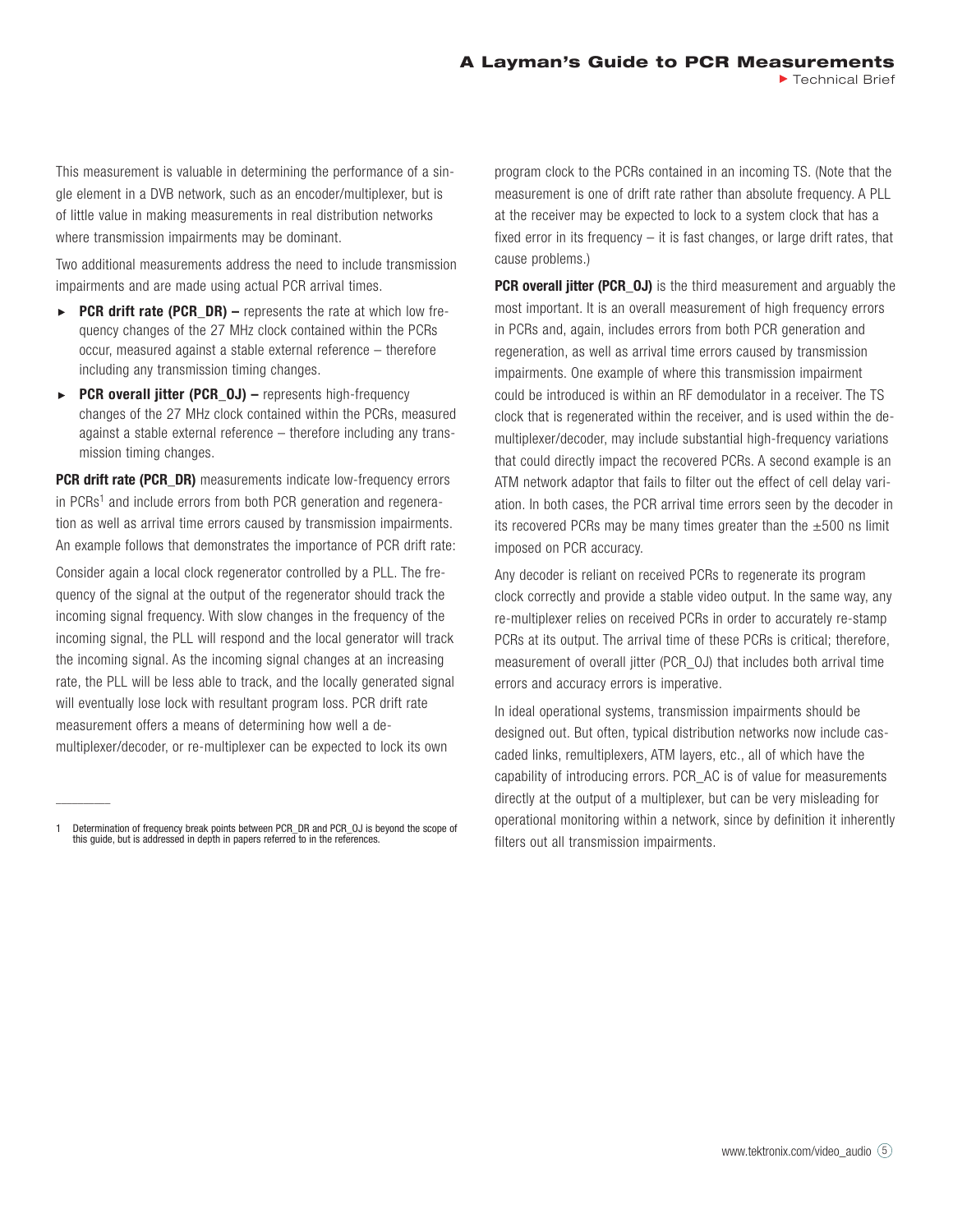This measurement is valuable in determining the performance of a single element in a DVB network, such as an encoder/multiplexer, but is of little value in making measurements in real distribution networks where transmission impairments may be dominant.

Two additional measurements address the need to include transmission impairments and are made using actual PCR arrival times.

- **PCR drift rate (PCR_DR) –** represents the rate at which low frequency changes of the 27 MHz clock contained within the PCRs occur, measured against a stable external reference – therefore including any transmission timing changes.
- **PCR overall jitter (PCR_OJ) –** represents high-frequency changes of the 27 MHz clock contained within the PCRs, measured against a stable external reference – therefore including any transmission timing changes.

**PCR drift rate (PCR_DR)** measurements indicate low-frequency errors in PCRs[1] and include errors from both PCR generation and regeneration as well as arrival time errors caused by transmission impairments. An example follows that demonstrates the importance of PCR drift rate:

Consider again a local clock regenerator controlled by a PLL. The frequency of the signal at the output of the regenerator should track the incoming signal frequency. With slow changes in the frequency of the incoming signal, the PLL will respond and the local generator will track the incoming signal. As the incoming signal changes at an increasing rate, the PLL will be less able to track, and the locally generated signal will eventually lose lock with resultant program loss. PCR drift rate measurement offers a means of determining how well a demultiplexer/decoder, or re-multiplexer can be expected to lock its own program clock to the PCRs contained in an incoming TS. (Note that the measurement is one of drift rate rather than absolute frequency. A PLL at the receiver may be expected to lock to a system clock that has a fixed error in its frequency – it is fast changes, or large drift rates, that cause problems.)

**PCR overall jitter (PCR_OJ)** is the third measurement and arguably the most important. It is an overall measurement of high frequency errors in PCRs and, again, includes errors from both PCR generation and regeneration, as well as arrival time errors caused by transmission impairments. One example of where this transmission impairment could be introduced is within an RF demodulator in a receiver. The TS clock that is regenerated within the receiver, and is used within the demultiplexer/decoder, may include substantial high-frequency variations that could directly impact the recovered PCRs. A second example is an ATM network adaptor that fails to filter out the effect of cell delay variation. In both cases, the PCR arrival time errors seen by the decoder in its recovered PCRs may be many times greater than the ±500 ns limit imposed on PCR accuracy.

Any decoder is reliant on received PCRs to regenerate its program clock correctly and provide a stable video output. In the same way, any re-multiplexer relies on received PCRs in order to accurately re-stamp PCRs at its output. The arrival time of these PCRs is critical; therefore, measurement of overall jitter (PCR_OJ) that includes both arrival time errors and accuracy errors is imperative.

In ideal operational systems, transmission impairments should be designed out. But often, typical distribution networks now include cascaded links, remultiplexers, ATM layers, etc., all of which have the capability of introducing errors. PCR_AC is of value for measurements directly at the output of a multiplexer, but can be very misleading for operational monitoring within a network, since by definition it inherently filters out all transmission impairments.

---

[1] Determination of frequency break points between PCR_DR and PCR_OJ is beyond the scope of this guide, but is addressed in depth in papers referred to in the references.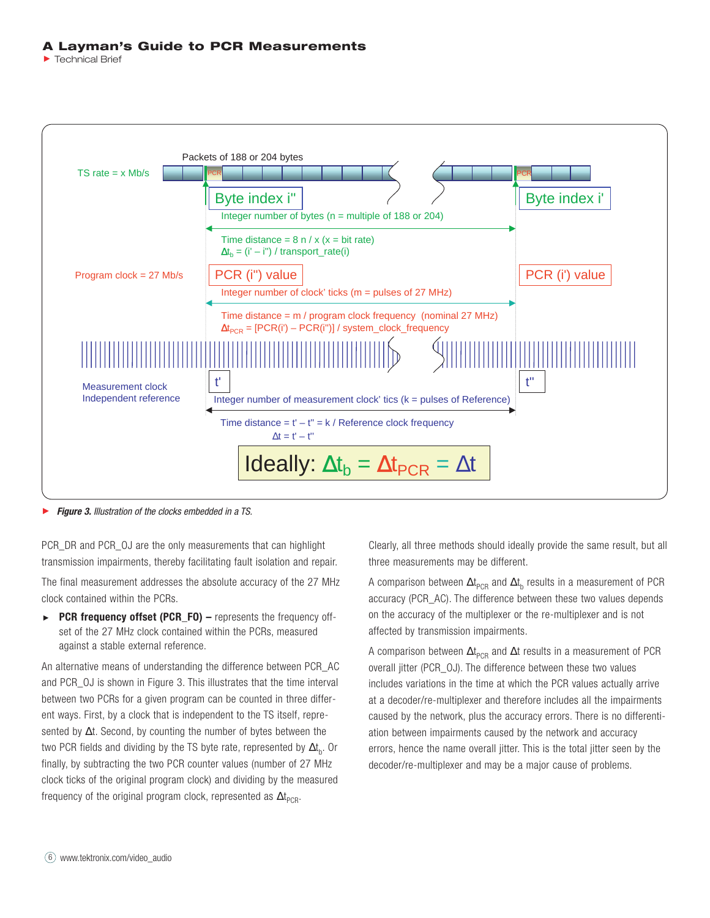Packets of 188 or 204 bytes

TS rate = x Mb/s

Byte index i''

Byte index i'

Integer number of bytes (n = multiple of 188 or 204)

Time distance = 8 n / x (x = bit rate)
$\Delta t_b$ = (i' – i'') / transport_rate(i)

Program clock = 27 Mb/s

PCR (i'') value

PCR (i') value

Integer number of clock' ticks (m = pulses of 27 MHz)

Time distance = m / program clock frequency (nominal 27 MHz)
$\Delta t_{PCR}$ = [PCR(i') – PCR(i'')] / system_clock_frequency

Measurement clock
Independent reference

t'

t''

Integer number of measurement clock' tics (k = pulses of Reference)

Time distance = t' – t'' = k / Reference clock frequency
$\Delta t$ = t' – t''

Ideally: $\Delta t_b = \Delta t_{PCR} = \Delta t$

***Figure 3.*** *Illustration of the clocks embedded in a TS.*

PCR_DR and PCR_OJ are the only measurements that can highlight transmission impairments, thereby facilitating fault isolation and repair.

The final measurement addresses the absolute accuracy of the 27 MHz clock contained within the PCRs.

- **PCR frequency offset (PCR_FO) –** represents the frequency offset of the 27 MHz clock contained within the PCRs, measured against a stable external reference.

An alternative means of understanding the difference between PCR_AC and PCR_OJ is shown in Figure 3. This illustrates that the time interval between two PCRs for a given program can be counted in three different ways. First, by a clock that is independent to the TS itself, represented by $\Delta t$. Second, by counting the number of bytes between the two PCR fields and dividing by the TS byte rate, represented by $\Delta t_b$. Or finally, by subtracting the two PCR counter values (number of 27 MHz clock ticks of the original program clock) and dividing by the measured frequency of the original program clock, represented as $\Delta t_{PCR}$.

Clearly, all three methods should ideally provide the same result, but all three measurements may be different.

A comparison between $\Delta t_{PCR}$ and $\Delta t_b$ results in a measurement of PCR accuracy (PCR_AC). The difference between these two values depends on the accuracy of the multiplexer or the re-multiplexer and is not affected by transmission impairments.

A comparison between $\Delta t_{PCR}$ and $\Delta t$ results in a measurement of PCR overall jitter (PCR_OJ). The difference between these two values includes variations in the time at which the PCR values actually arrive at a decoder/re-multiplexer and therefore includes all the impairments caused by the network, plus the accuracy errors. There is no differentiation between impairments caused by the network and accuracy errors, hence the name overall jitter. This is the total jitter seen by the decoder/re-multiplexer and may be a major cause of problems.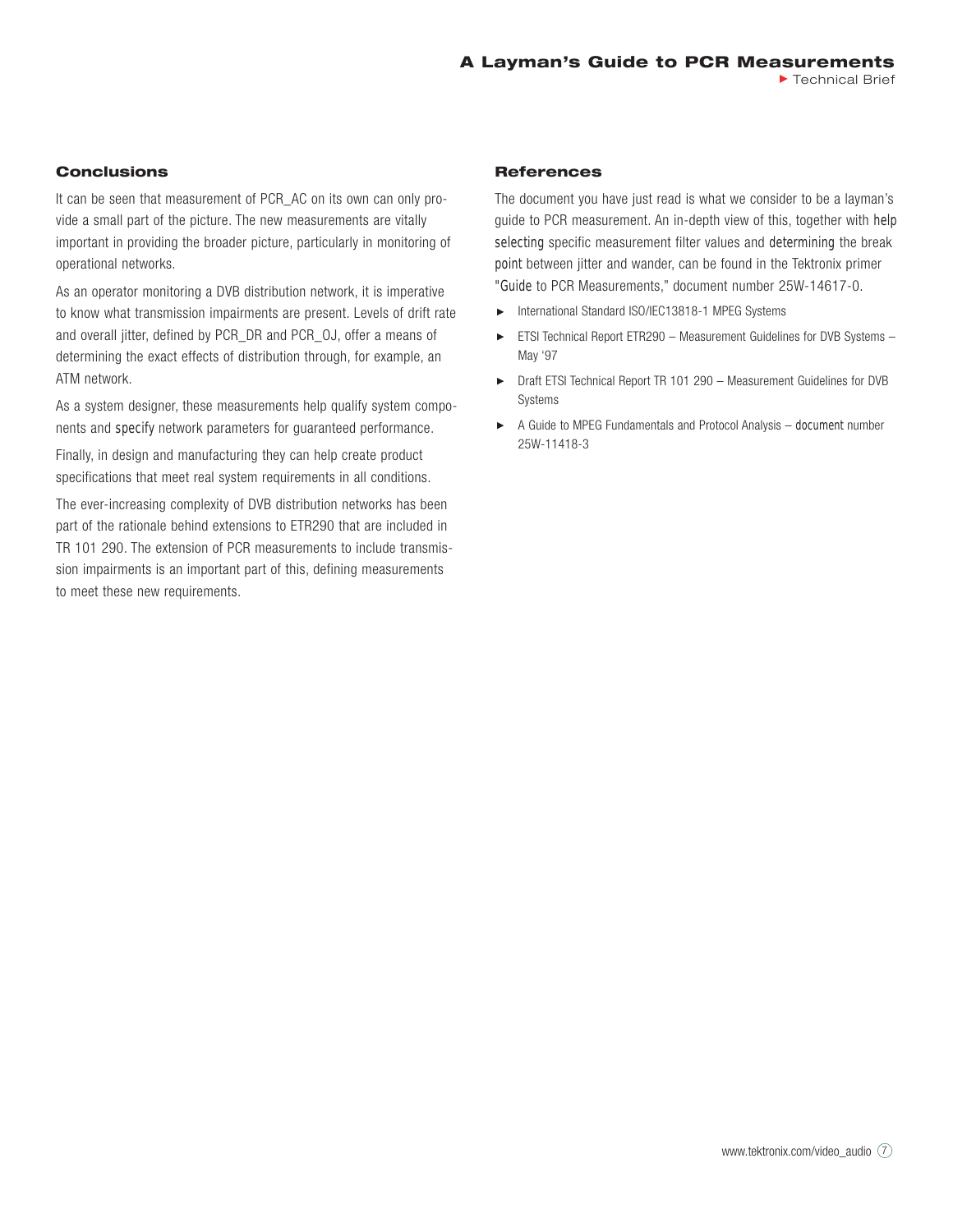## Conclusions

It can be seen that measurement of PCR_AC on its own can only provide a small part of the picture. The new measurements are vitally important in providing the broader picture, particularly in monitoring of operational networks.

As an operator monitoring a DVB distribution network, it is imperative to know what transmission impairments are present. Levels of drift rate and overall jitter, defined by PCR_DR and PCR_OJ, offer a means of determining the exact effects of distribution through, for example, an ATM network.

As a system designer, these measurements help qualify system components and specify network parameters for guaranteed performance.

Finally, in design and manufacturing they can help create product specifications that meet real system requirements in all conditions.

The ever-increasing complexity of DVB distribution networks has been part of the rationale behind extensions to ETR290 that are included in TR 101 290. The extension of PCR measurements to include transmission impairments is an important part of this, defining measurements to meet these new requirements.

## References

The document you have just read is what we consider to be a layman's guide to PCR measurement. An in-depth view of this, together with help selecting specific measurement filter values and determining the break point between jitter and wander, can be found in the Tektronix primer "Guide to PCR Measurements," document number 25W-14617-0.

- International Standard ISO/IEC13818-1 MPEG Systems
- ETSI Technical Report ETR290 – Measurement Guidelines for DVB Systems – May '97
- Draft ETSI Technical Report TR 101 290 – Measurement Guidelines for DVB Systems
- A Guide to MPEG Fundamentals and Protocol Analysis – document number 25W-11418-3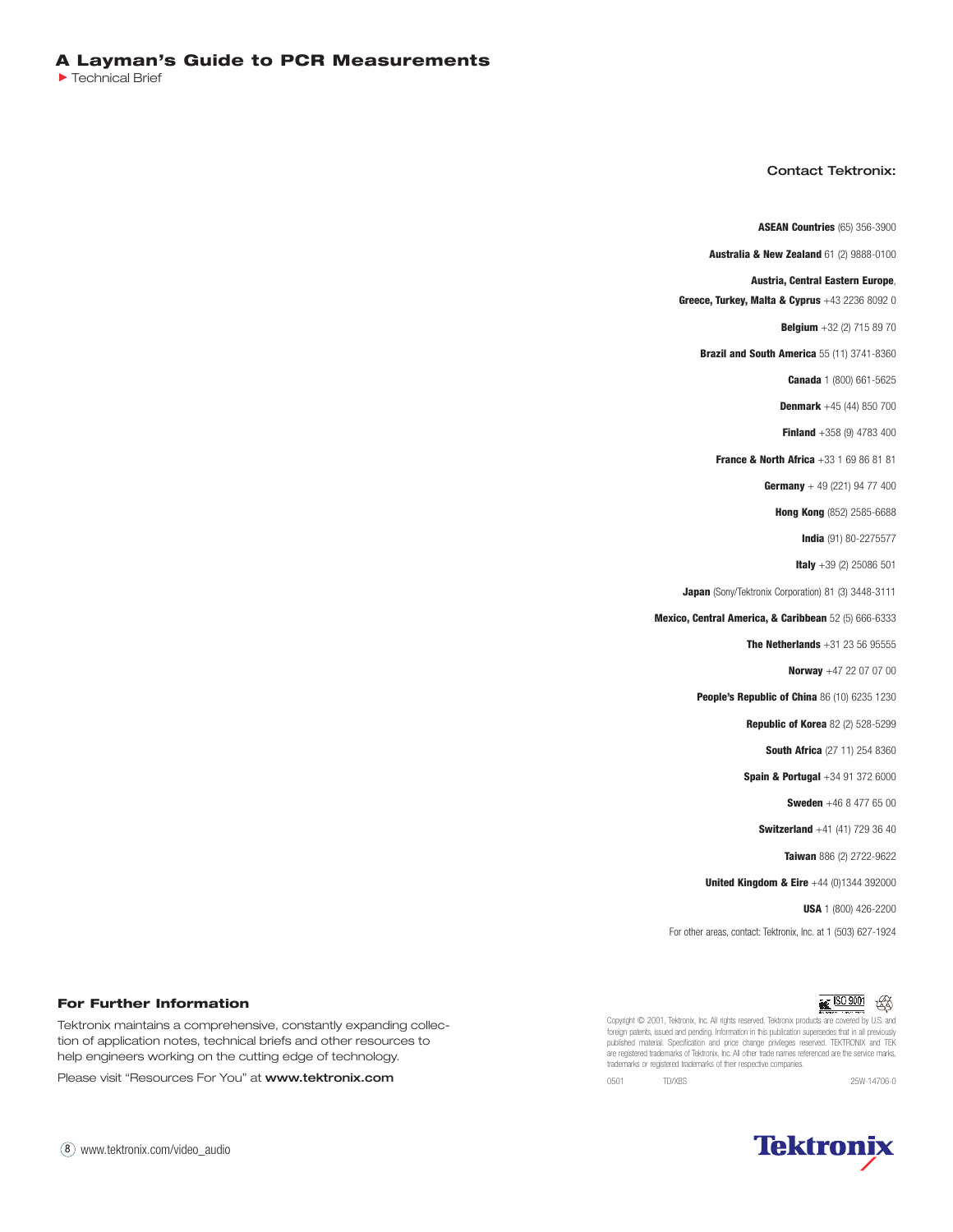## Contact Tektronix:

**ASEAN Countries** (65) 356-3900

**Australia & New Zealand** 61 (2) 9888-0100

**Austria, Central Eastern Europe**,
**Greece, Turkey, Malta & Cyprus** +43 2236 8092 0

**Belgium** +32 (2) 715 89 70

**Brazil and South America** 55 (11) 3741-8360

**Canada** 1 (800) 661-5625

**Denmark** +45 (44) 850 700

**Finland** +358 (9) 4783 400

**France & North Africa** +33 1 69 86 81 81

**Germany** + 49 (221) 94 77 400

**Hong Kong** (852) 2585-6688

**India** (91) 80-2275577

**Italy** +39 (2) 25086 501

**Japan** (Sony/Tektronix Corporation) 81 (3) 3448-3111

**Mexico, Central America, & Caribbean** 52 (5) 666-6333

**The Netherlands** +31 23 56 95555

**Norway** +47 22 07 07 00

**People's Republic of China** 86 (10) 6235 1230

**Republic of Korea** 82 (2) 528-5299

**South Africa** (27 11) 254 8360

**Spain & Portugal** +34 91 372 6000

**Sweden** +46 8 477 65 00

**Switzerland** +41 (41) 729 36 40

**Taiwan** 886 (2) 2722-9622

**United Kingdom & Eire** +44 (0)1344 392000

**USA** 1 (800) 426-2200

For other areas, contact: Tektronix, Inc. at 1 (503) 627-1924

### For Further Information

Tektronix maintains a comprehensive, constantly expanding collection of application notes, technical briefs and other resources to help engineers working on the cutting edge of technology.

Please visit "Resources For You" at **www.tektronix.com**

ISO 9001

Copyright © 2001, Tektronix, Inc. All rights reserved. Tektronix products are covered by U.S. and foreign patents, issued and pending. Information in this publication supersedes that in all previously published material. Specification and price change privileges reserved. TEKTRONIX and TEK are registered trademarks of Tektronix, Inc. All other trade names referenced are the service marks, trademarks or registered trademarks of their respective companies.

0501 TD/XBS 25W-14706-0

Tektronix